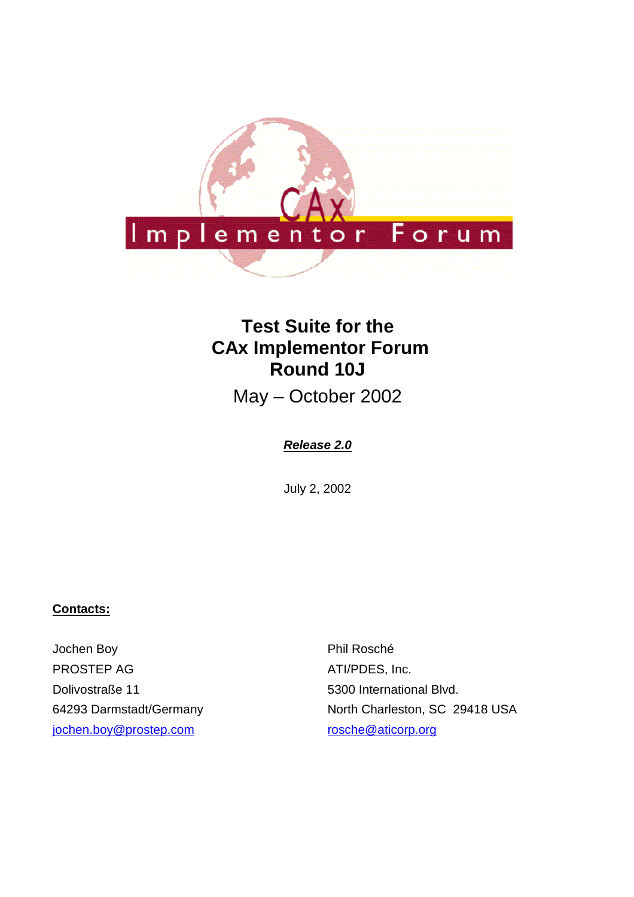# Test Suite for the CAx Implementor Forum Round 10J

May – October 2002

***Release 2.0***

July 2, 2002

**Contacts:**

Jochen Boy
PROSTEP AG
Dolivostraße 11
64293 Darmstadt/Germany
jochen.boy@prostep.com

Phil Rosché
ATI/PDES, Inc.
5300 International Blvd.
North Charleston, SC 29418 USA
rosche@aticorp.org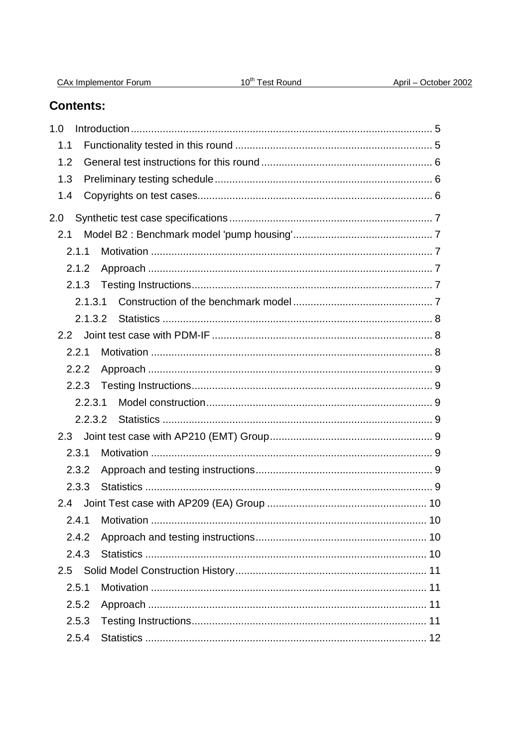## Contents:

1.0 Introduction ........ 5

 1.1 Functionality tested in this round ........ 5

 1.2 General test instructions for this round ........ 6

 1.3 Preliminary testing schedule ........ 6

 1.4 Copyrights on test cases ........ 6

2.0 Synthetic test case specifications ........ 7

 2.1 Model B2 : Benchmark model 'pump housing' ........ 7

  2.1.1 Motivation ........ 7

  2.1.2 Approach ........ 7

  2.1.3 Testing Instructions ........ 7

   2.1.3.1 Construction of the benchmark model ........ 7

   2.1.3.2 Statistics ........ 8

 2.2 Joint test case with PDM-IF ........ 8

  2.2.1 Motivation ........ 8

  2.2.2 Approach ........ 9

  2.2.3 Testing Instructions ........ 9

   2.2.3.1 Model construction ........ 9

   2.2.3.2 Statistics ........ 9

 2.3 Joint test case with AP210 (EMT) Group ........ 9

  2.3.1 Motivation ........ 9

  2.3.2 Approach and testing instructions ........ 9

  2.3.3 Statistics ........ 9

 2.4 Joint Test case with AP209 (EA) Group ........ 10

  2.4.1 Motivation ........ 10

  2.4.2 Approach and testing instructions ........ 10

  2.4.3 Statistics ........ 10

 2.5 Solid Model Construction History ........ 11

  2.5.1 Motivation ........ 11

  2.5.2 Approach ........ 11

  2.5.3 Testing Instructions ........ 11

  2.5.4 Statistics ........ 12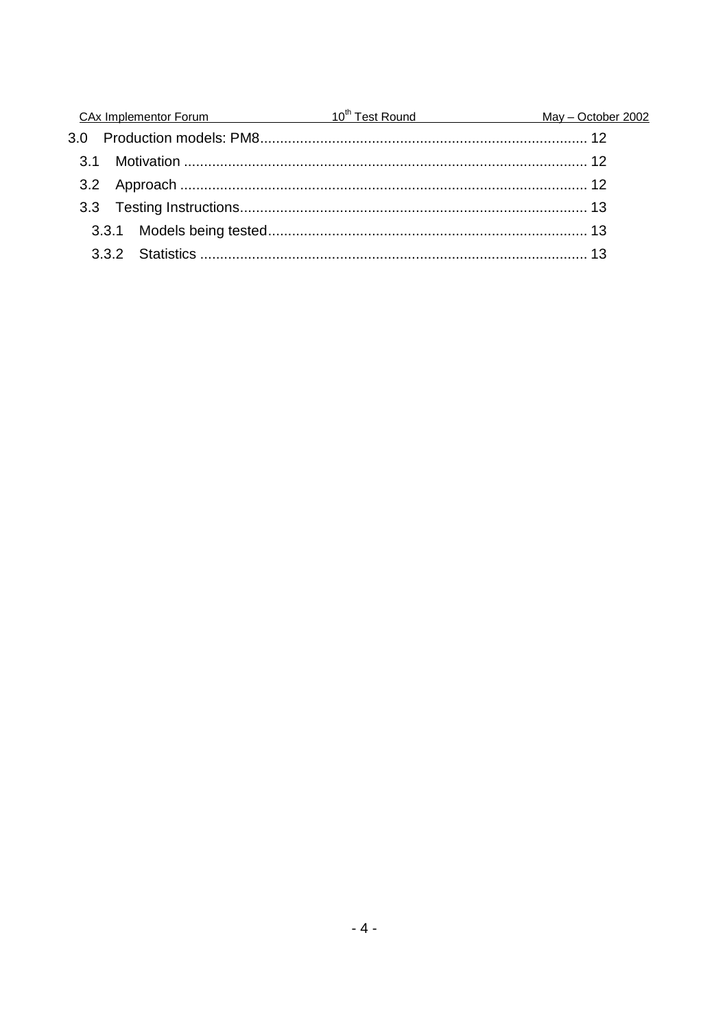3.0 Production models: PM8 ... 12

3.1 Motivation ... 12

3.2 Approach ... 12

3.3 Testing Instructions ... 13

3.3.1 Models being tested ... 13

3.3.2 Statistics ... 13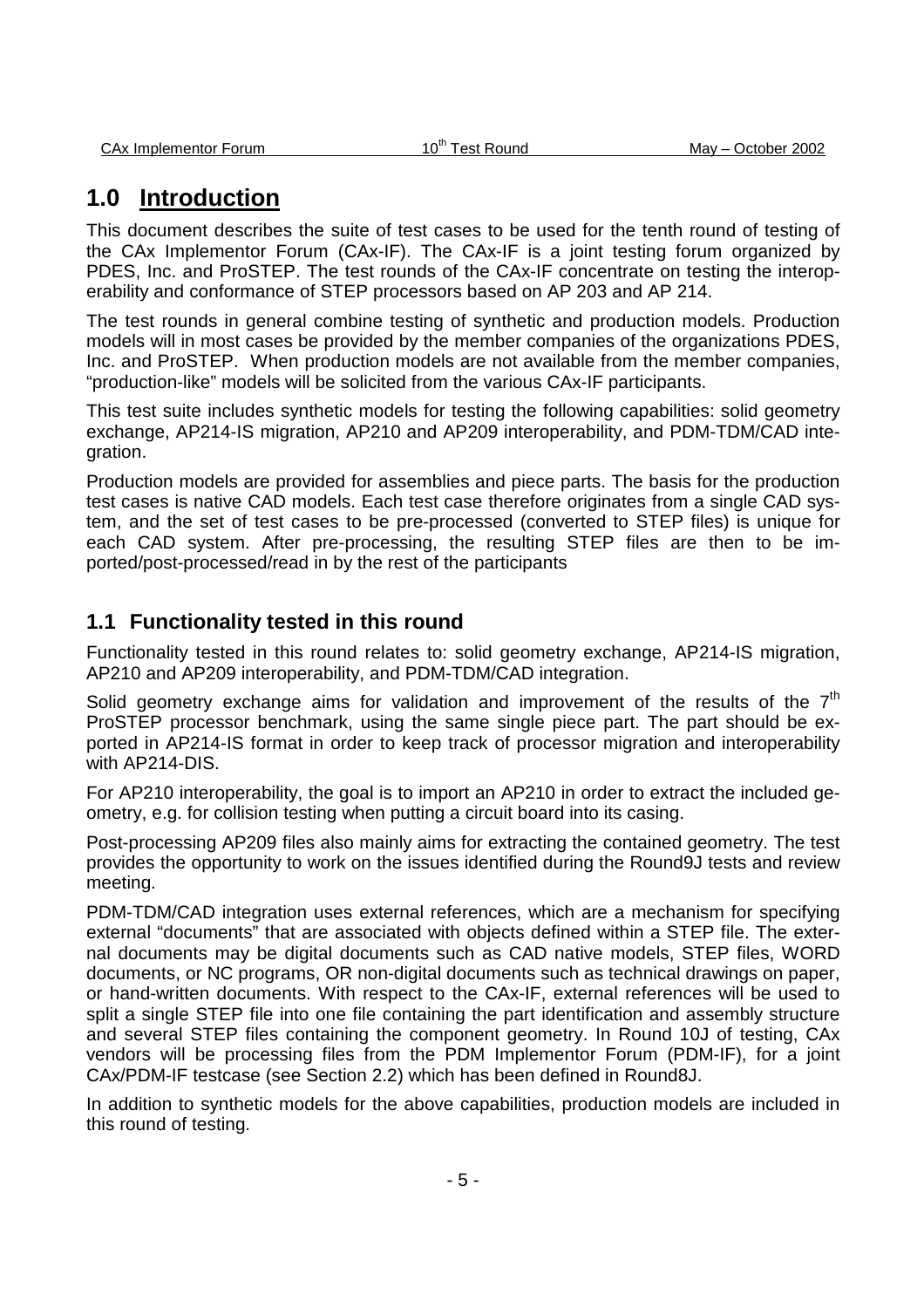# 1.0 Introduction

This document describes the suite of test cases to be used for the tenth round of testing of the CAx Implementor Forum (CAx-IF). The CAx-IF is a joint testing forum organized by PDES, Inc. and ProSTEP. The test rounds of the CAx-IF concentrate on testing the interoperability and conformance of STEP processors based on AP 203 and AP 214.

The test rounds in general combine testing of synthetic and production models. Production models will in most cases be provided by the member companies of the organizations PDES, Inc. and ProSTEP. When production models are not available from the member companies, "production-like" models will be solicited from the various CAx-IF participants.

This test suite includes synthetic models for testing the following capabilities: solid geometry exchange, AP214-IS migration, AP210 and AP209 interoperability, and PDM-TDM/CAD integration.

Production models are provided for assemblies and piece parts. The basis for the production test cases is native CAD models. Each test case therefore originates from a single CAD system, and the set of test cases to be pre-processed (converted to STEP files) is unique for each CAD system. After pre-processing, the resulting STEP files are then to be imported/post-processed/read in by the rest of the participants

## 1.1 Functionality tested in this round

Functionality tested in this round relates to: solid geometry exchange, AP214-IS migration, AP210 and AP209 interoperability, and PDM-TDM/CAD integration.

Solid geometry exchange aims for validation and improvement of the results of the 7th ProSTEP processor benchmark, using the same single piece part. The part should be exported in AP214-IS format in order to keep track of processor migration and interoperability with AP214-DIS.

For AP210 interoperability, the goal is to import an AP210 in order to extract the included geometry, e.g. for collision testing when putting a circuit board into its casing.

Post-processing AP209 files also mainly aims for extracting the contained geometry. The test provides the opportunity to work on the issues identified during the Round9J tests and review meeting.

PDM-TDM/CAD integration uses external references, which are a mechanism for specifying external "documents" that are associated with objects defined within a STEP file. The external documents may be digital documents such as CAD native models, STEP files, WORD documents, or NC programs, OR non-digital documents such as technical drawings on paper, or hand-written documents. With respect to the CAx-IF, external references will be used to split a single STEP file into one file containing the part identification and assembly structure and several STEP files containing the component geometry. In Round 10J of testing, CAx vendors will be processing files from the PDM Implementor Forum (PDM-IF), for a joint CAx/PDM-IF testcase (see Section 2.2) which has been defined in Round8J.

In addition to synthetic models for the above capabilities, production models are included in this round of testing.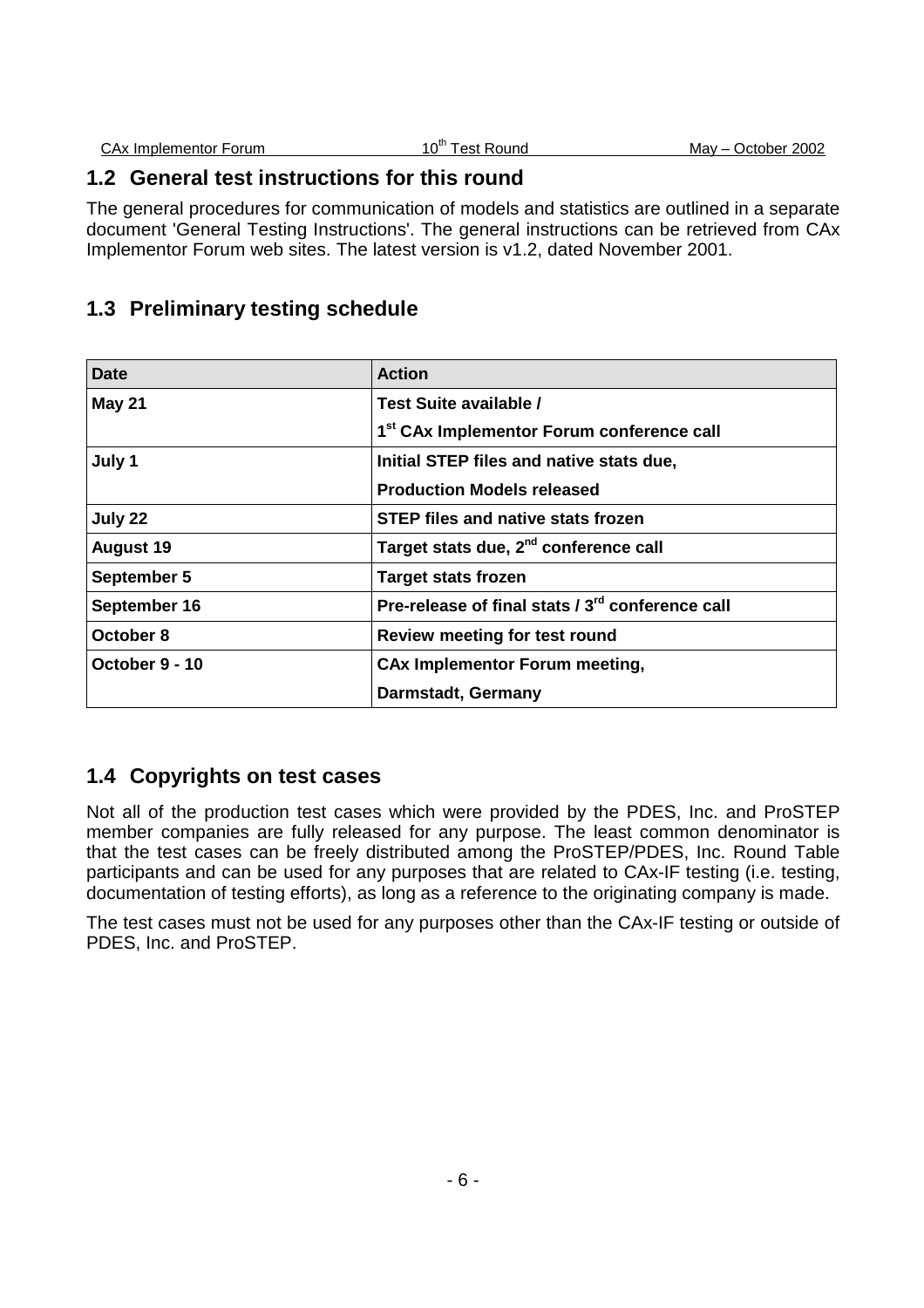## 1.2 General test instructions for this round

The general procedures for communication of models and statistics are outlined in a separate document 'General Testing Instructions'. The general instructions can be retrieved from CAx Implementor Forum web sites. The latest version is v1.2, dated November 2001.

## 1.3 Preliminary testing schedule

| Date | Action |
|---|---|
| **May 21** | **Test Suite available /**<br>**1st CAx Implementor Forum conference call** |
| **July 1** | **Initial STEP files and native stats due,**<br>**Production Models released** |
| **July 22** | **STEP files and native stats frozen** |
| **August 19** | **Target stats due, 2nd conference call** |
| **September 5** | **Target stats frozen** |
| **September 16** | **Pre-release of final stats / 3rd conference call** |
| **October 8** | **Review meeting for test round** |
| **October 9 - 10** | **CAx Implementor Forum meeting,**<br>**Darmstadt, Germany** |

## 1.4 Copyrights on test cases

Not all of the production test cases which were provided by the PDES, Inc. and ProSTEP member companies are fully released for any purpose. The least common denominator is that the test cases can be freely distributed among the ProSTEP/PDES, Inc. Round Table participants and can be used for any purposes that are related to CAx-IF testing (i.e. testing, documentation of testing efforts), as long as a reference to the originating company is made.

The test cases must not be used for any purposes other than the CAx-IF testing or outside of PDES, Inc. and ProSTEP.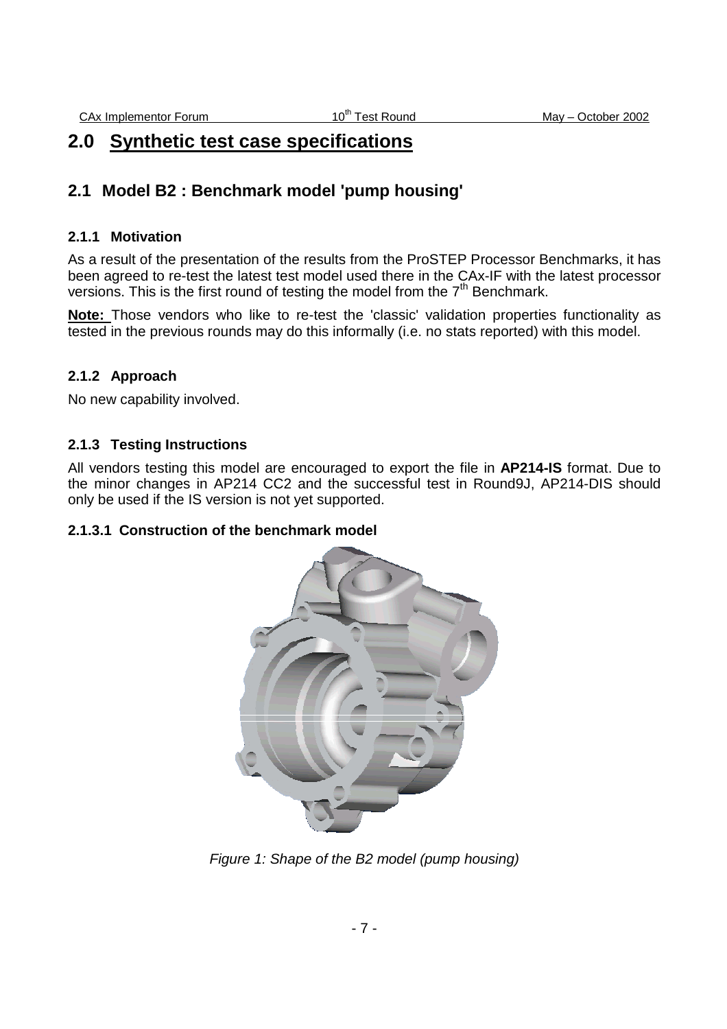# 2.0 Synthetic test case specifications

## 2.1 Model B2 : Benchmark model 'pump housing'

### 2.1.1 Motivation

As a result of the presentation of the results from the ProSTEP Processor Benchmarks, it has been agreed to re-test the latest test model used there in the CAx-IF with the latest processor versions. This is the first round of testing the model from the 7th Benchmark.

**Note:** Those vendors who like to re-test the 'classic' validation properties functionality as tested in the previous rounds may do this informally (i.e. no stats reported) with this model.

### 2.1.2 Approach

No new capability involved.

### 2.1.3 Testing Instructions

All vendors testing this model are encouraged to export the file in **AP214-IS** format. Due to the minor changes in AP214 CC2 and the successful test in Round9J, AP214-DIS should only be used if the IS version is not yet supported.

#### 2.1.3.1 Construction of the benchmark model

*Figure 1: Shape of the B2 model (pump housing)*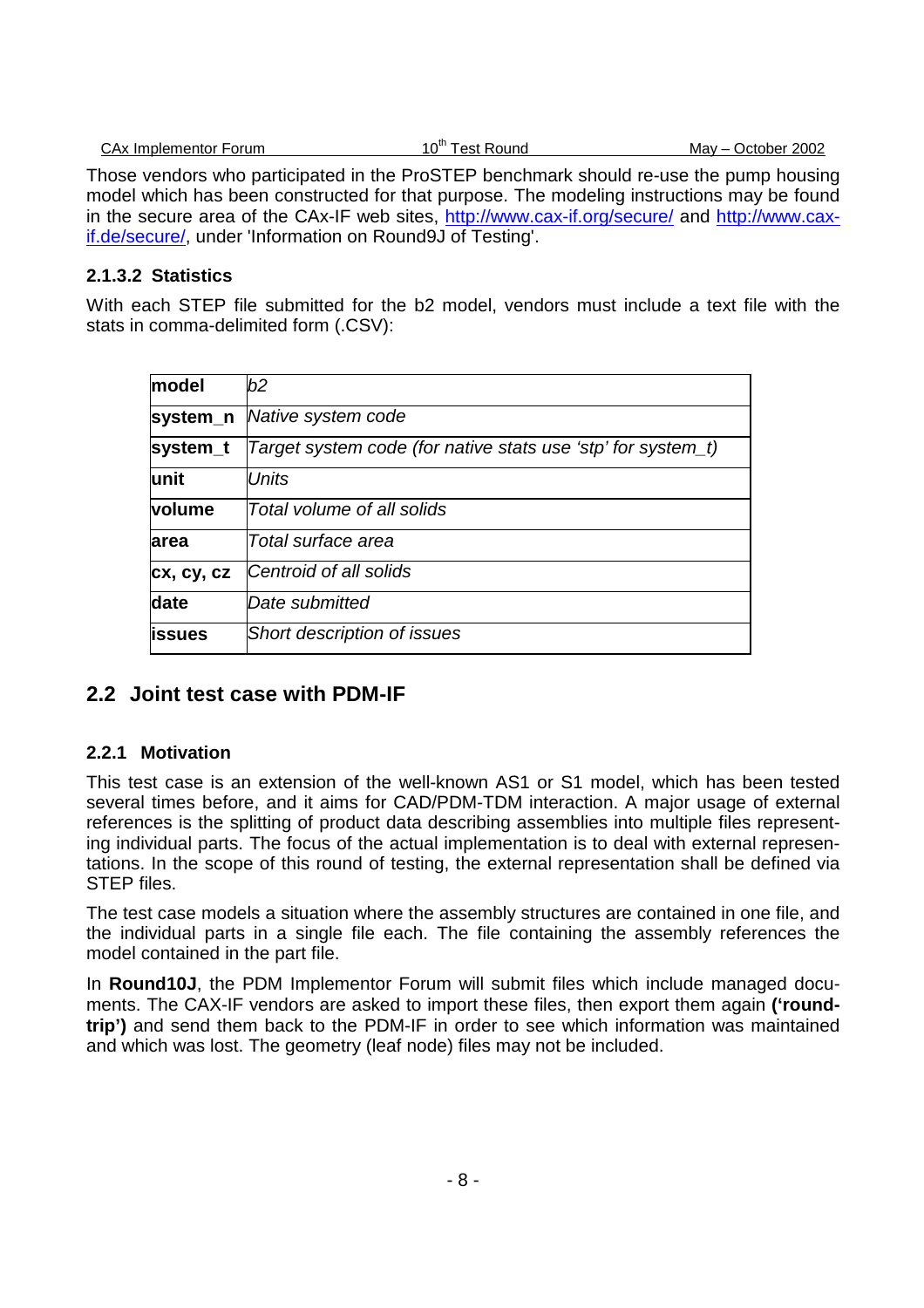Those vendors who participated in the ProSTEP benchmark should re-use the pump housing model which has been constructed for that purpose. The modeling instructions may be found in the secure area of the CAx-IF web sites, http://www.cax-if.org/secure/ and http://www.cax-if.de/secure/, under 'Information on Round9J of Testing'.

#### 2.1.3.2 Statistics

With each STEP file submitted for the b2 model, vendors must include a text file with the stats in comma-delimited form (.CSV):

| | |
|---|---|
| **model** | *b2* |
| **system_n** | *Native system code* |
| **system_t** | *Target system code (for native stats use 'stp' for system_t)* |
| **unit** | *Units* |
| **volume** | *Total volume of all solids* |
| **area** | *Total surface area* |
| **cx, cy, cz** | *Centroid of all solids* |
| **date** | *Date submitted* |
| **issues** | *Short description of issues* |

## 2.2 Joint test case with PDM-IF

### 2.2.1 Motivation

This test case is an extension of the well-known AS1 or S1 model, which has been tested several times before, and it aims for CAD/PDM-TDM interaction. A major usage of external references is the splitting of product data describing assemblies into multiple files representing individual parts. The focus of the actual implementation is to deal with external representations. In the scope of this round of testing, the external representation shall be defined via STEP files.

The test case models a situation where the assembly structures are contained in one file, and the individual parts in a single file each. The file containing the assembly references the model contained in the part file.

In **Round10J**, the PDM Implementor Forum will submit files which include managed documents. The CAX-IF vendors are asked to import these files, then export them again **('round-trip')** and send them back to the PDM-IF in order to see which information was maintained and which was lost. The geometry (leaf node) files may not be included.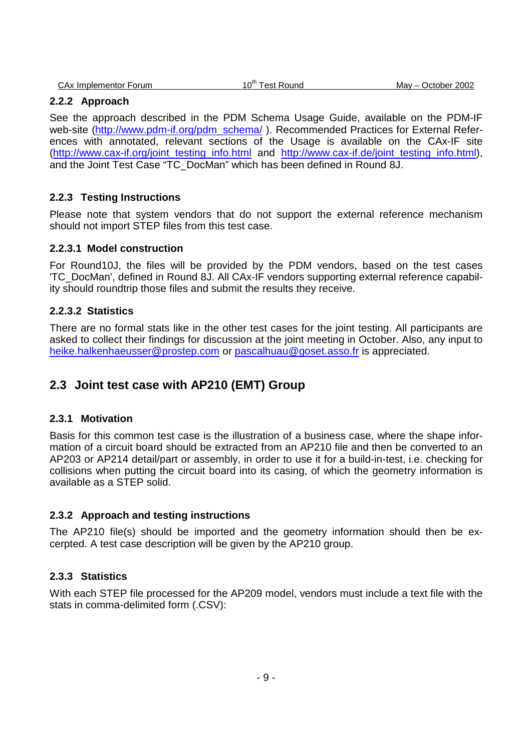### 2.2.2 Approach

See the approach described in the PDM Schema Usage Guide, available on the PDM-IF web-site (http://www.pdm-if.org/pdm_schema/ ). Recommended Practices for External References with annotated, relevant sections of the Usage is available on the CAx-IF site (http://www.cax-if.org/joint_testing_info.html and http://www.cax-if.de/joint_testing_info.html), and the Joint Test Case "TC_DocMan" which has been defined in Round 8J.

### 2.2.3 Testing Instructions

Please note that system vendors that do not support the external reference mechanism should not import STEP files from this test case.

#### 2.2.3.1 Model construction

For Round10J, the files will be provided by the PDM vendors, based on the test cases 'TC_DocMan', defined in Round 8J. All CAx-IF vendors supporting external reference capability should roundtrip those files and submit the results they receive.

#### 2.2.3.2 Statistics

There are no formal stats like in the other test cases for the joint testing. All participants are asked to collect their findings for discussion at the joint meeting in October. Also, any input to heike.halkenhaeusser@prostep.com or pascalhuau@goset.asso.fr is appreciated.

## 2.3 Joint test case with AP210 (EMT) Group

### 2.3.1 Motivation

Basis for this common test case is the illustration of a business case, where the shape information of a circuit board should be extracted from an AP210 file and then be converted to an AP203 or AP214 detail/part or assembly, in order to use it for a build-in-test, i.e. checking for collisions when putting the circuit board into its casing, of which the geometry information is available as a STEP solid.

### 2.3.2 Approach and testing instructions

The AP210 file(s) should be imported and the geometry information should then be excerpted. A test case description will be given by the AP210 group.

### 2.3.3 Statistics

With each STEP file processed for the AP209 model, vendors must include a text file with the stats in comma-delimited form (.CSV):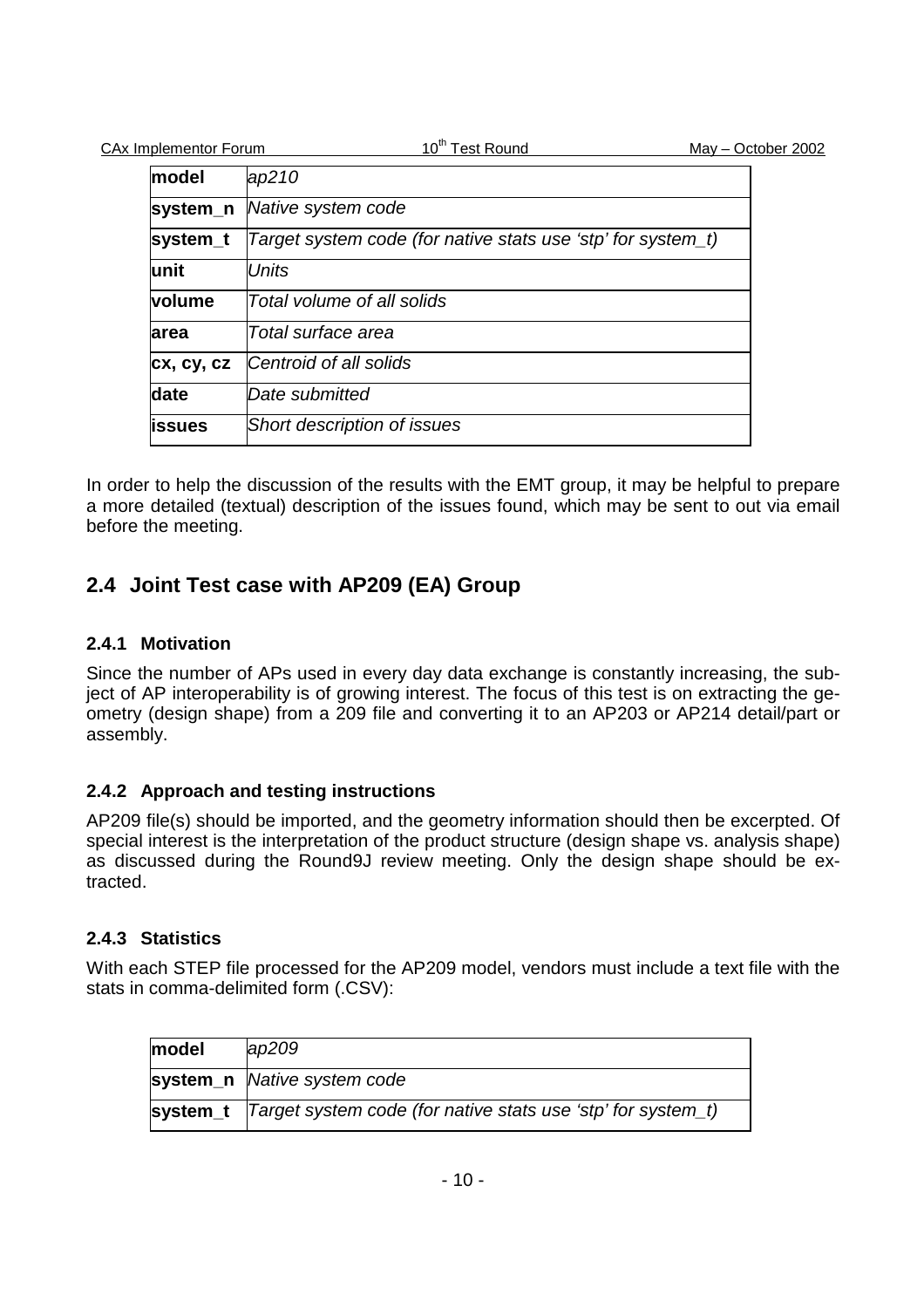| model | *ap210* |
|---|---|
| system_n | *Native system code* |
| system_t | *Target system code (for native stats use 'stp' for system_t)* |
| unit | *Units* |
| volume | *Total volume of all solids* |
| area | *Total surface area* |
| cx, cy, cz | *Centroid of all solids* |
| date | *Date submitted* |
| issues | *Short description of issues* |

In order to help the discussion of the results with the EMT group, it may be helpful to prepare a more detailed (textual) description of the issues found, which may be sent to out via email before the meeting.

## 2.4 Joint Test case with AP209 (EA) Group

### 2.4.1 Motivation

Since the number of APs used in every day data exchange is constantly increasing, the subject of AP interoperability is of growing interest. The focus of this test is on extracting the geometry (design shape) from a 209 file and converting it to an AP203 or AP214 detail/part or assembly.

### 2.4.2 Approach and testing instructions

AP209 file(s) should be imported, and the geometry information should then be excerpted. Of special interest is the interpretation of the product structure (design shape vs. analysis shape) as discussed during the Round9J review meeting. Only the design shape should be extracted.

### 2.4.3 Statistics

With each STEP file processed for the AP209 model, vendors must include a text file with the stats in comma-delimited form (.CSV):

| model | *ap209* |
|---|---|
| system_n | *Native system code* |
| system_t | *Target system code (for native stats use 'stp' for system_t)* |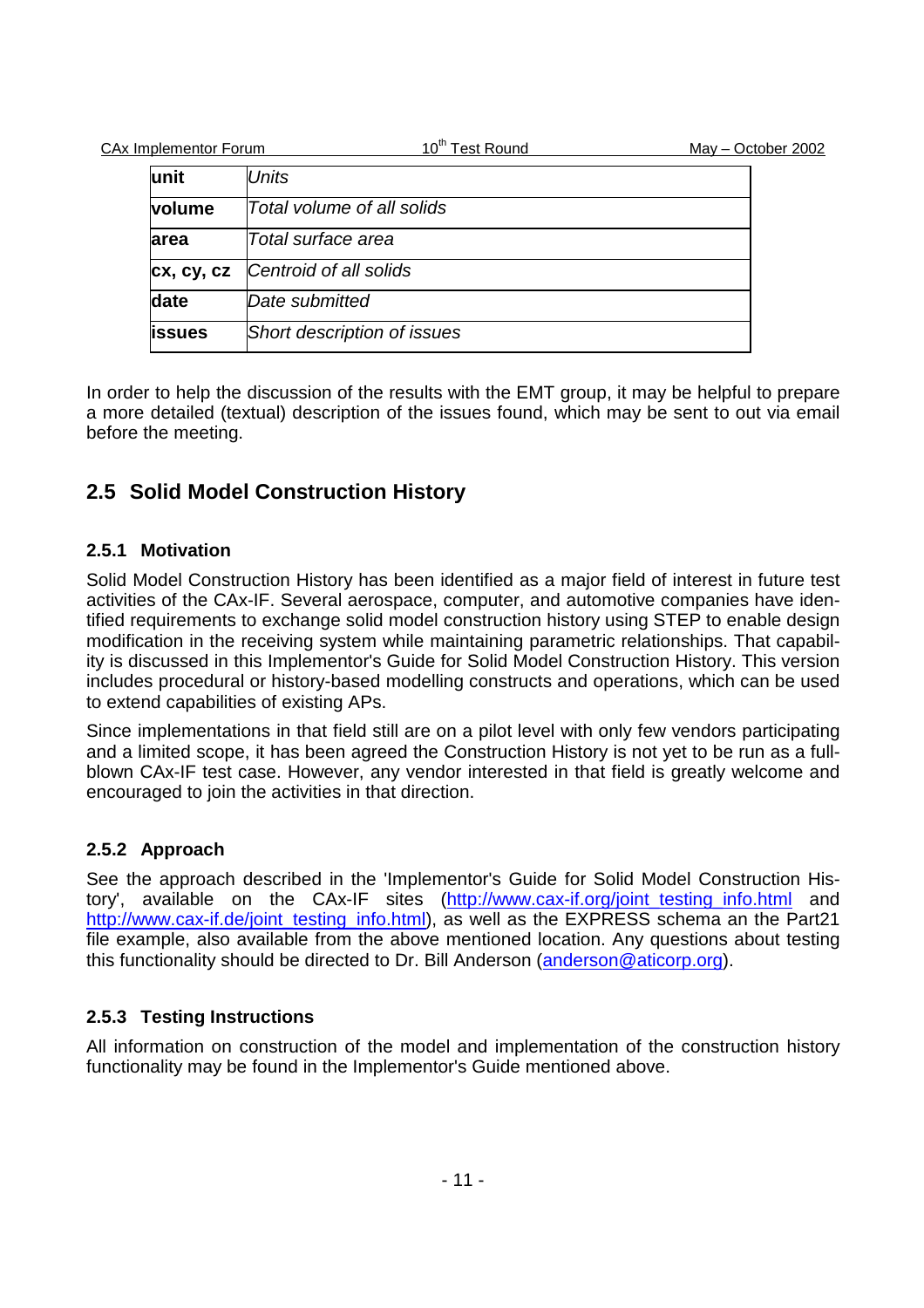| **unit** | *Units* |
|---|---|
| **volume** | *Total volume of all solids* |
| **area** | *Total surface area* |
| **cx, cy, cz** | *Centroid of all solids* |
| **date** | *Date submitted* |
| **issues** | *Short description of issues* |

In order to help the discussion of the results with the EMT group, it may be helpful to prepare a more detailed (textual) description of the issues found, which may be sent to out via email before the meeting.

## 2.5 Solid Model Construction History

### 2.5.1 Motivation

Solid Model Construction History has been identified as a major field of interest in future test activities of the CAx-IF. Several aerospace, computer, and automotive companies have identified requirements to exchange solid model construction history using STEP to enable design modification in the receiving system while maintaining parametric relationships. That capability is discussed in this Implementor's Guide for Solid Model Construction History. This version includes procedural or history-based modelling constructs and operations, which can be used to extend capabilities of existing APs.

Since implementations in that field still are on a pilot level with only few vendors participating and a limited scope, it has been agreed the Construction History is not yet to be run as a full-blown CAx-IF test case. However, any vendor interested in that field is greatly welcome and encouraged to join the activities in that direction.

### 2.5.2 Approach

See the approach described in the 'Implementor's Guide for Solid Model Construction History', available on the CAx-IF sites (http://www.cax-if.org/joint_testing_info.html and http://www.cax-if.de/joint_testing_info.html), as well as the EXPRESS schema an the Part21 file example, also available from the above mentioned location. Any questions about testing this functionality should be directed to Dr. Bill Anderson (anderson@aticorp.org).

### 2.5.3 Testing Instructions

All information on construction of the model and implementation of the construction history functionality may be found in the Implementor's Guide mentioned above.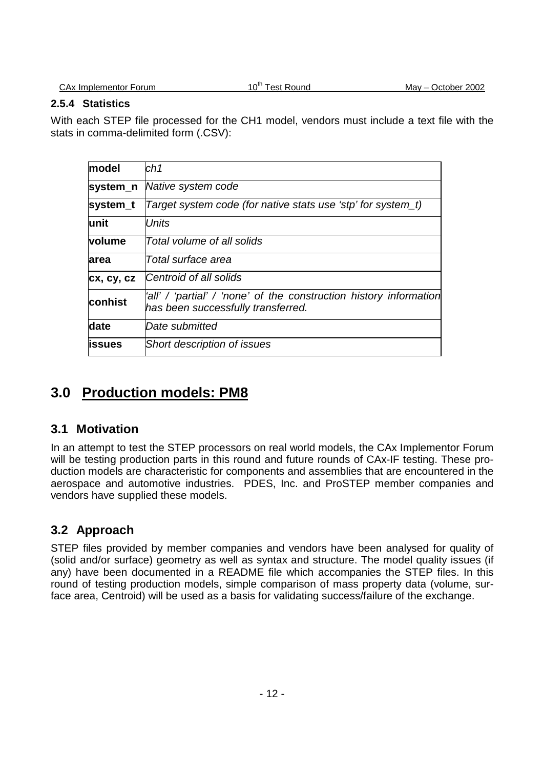### 2.5.4 Statistics

With each STEP file processed for the CH1 model, vendors must include a text file with the stats in comma-delimited form (.CSV):

| | |
|---|---|
| **model** | *ch1* |
| **system_n** | *Native system code* |
| **system_t** | *Target system code (for native stats use 'stp' for system_t)* |
| **unit** | *Units* |
| **volume** | *Total volume of all solids* |
| **area** | *Total surface area* |
| **cx, cy, cz** | *Centroid of all solids* |
| **conhist** | *'all' / 'partial' / 'none' of the construction history information has been successfully transferred.* |
| **date** | *Date submitted* |
| **issues** | *Short description of issues* |

# 3.0 Production models: PM8

## 3.1 Motivation

In an attempt to test the STEP processors on real world models, the CAx Implementor Forum will be testing production parts in this round and future rounds of CAx-IF testing. These production models are characteristic for components and assemblies that are encountered in the aerospace and automotive industries. PDES, Inc. and ProSTEP member companies and vendors have supplied these models.

## 3.2 Approach

STEP files provided by member companies and vendors have been analysed for quality of (solid and/or surface) geometry as well as syntax and structure. The model quality issues (if any) have been documented in a README file which accompanies the STEP files. In this round of testing production models, simple comparison of mass property data (volume, surface area, Centroid) will be used as a basis for validating success/failure of the exchange.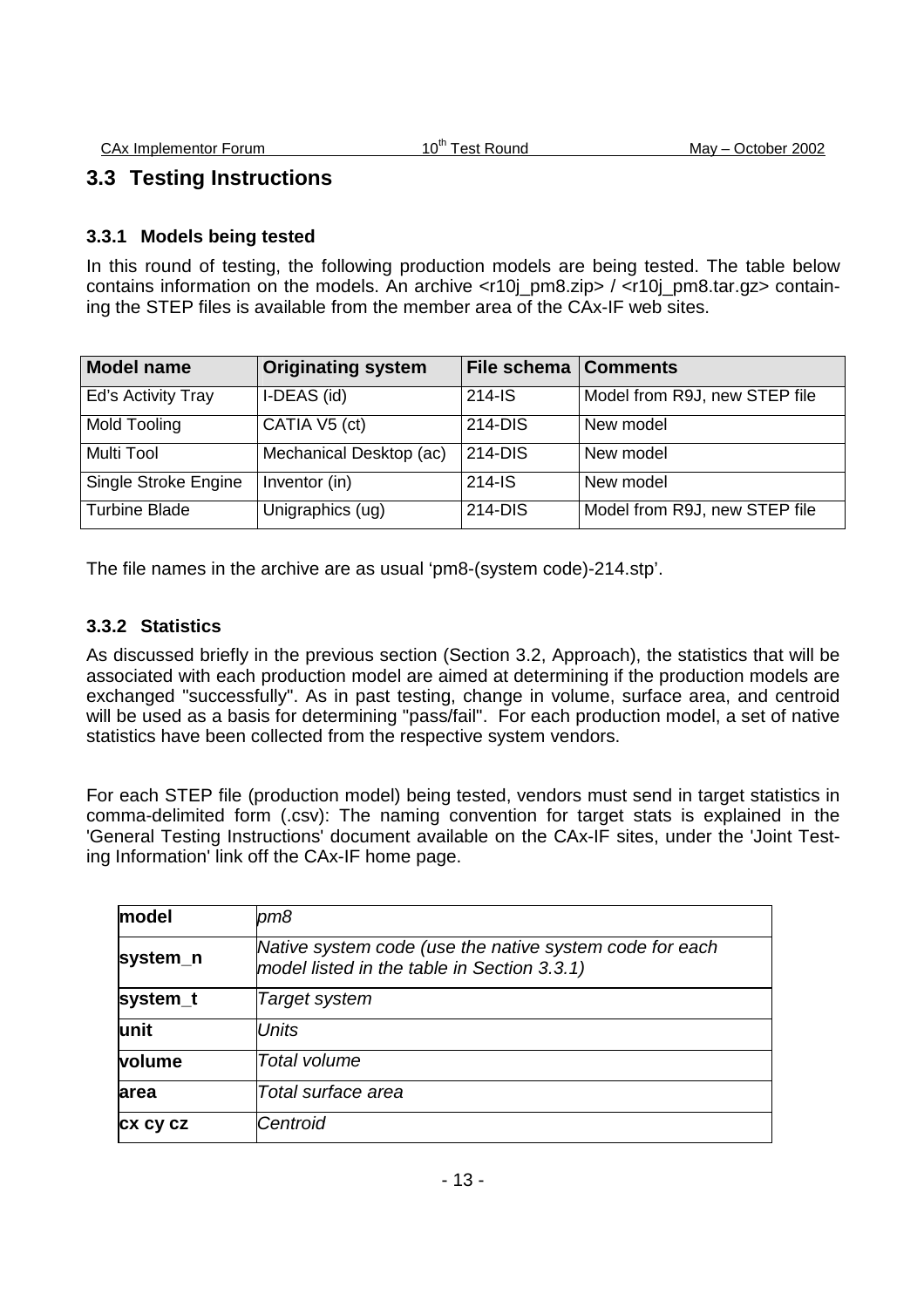## 3.3 Testing Instructions

### 3.3.1 Models being tested

In this round of testing, the following production models are being tested. The table below contains information on the models. An archive <r10j_pm8.zip> / <r10j_pm8.tar.gz> containing the STEP files is available from the member area of the CAx-IF web sites.

| Model name | Originating system | File schema | Comments |
|---|---|---|---|
| Ed's Activity Tray | I-DEAS (id) | 214-IS | Model from R9J, new STEP file |
| Mold Tooling | CATIA V5 (ct) | 214-DIS | New model |
| Multi Tool | Mechanical Desktop (ac) | 214-DIS | New model |
| Single Stroke Engine | Inventor (in) | 214-IS | New model |
| Turbine Blade | Unigraphics (ug) | 214-DIS | Model from R9J, new STEP file |

The file names in the archive are as usual 'pm8-(system code)-214.stp'.

### 3.3.2 Statistics

As discussed briefly in the previous section (Section 3.2, Approach), the statistics that will be associated with each production model are aimed at determining if the production models are exchanged "successfully". As in past testing, change in volume, surface area, and centroid will be used as a basis for determining "pass/fail". For each production model, a set of native statistics have been collected from the respective system vendors.

For each STEP file (production model) being tested, vendors must send in target statistics in comma-delimited form (.csv): The naming convention for target stats is explained in the 'General Testing Instructions' document available on the CAx-IF sites, under the 'Joint Testing Information' link off the CAx-IF home page.

| | |
|---|---|
| **model** | *pm8* |
| **system_n** | *Native system code (use the native system code for each model listed in the table in Section 3.3.1)* |
| **system_t** | *Target system* |
| **unit** | *Units* |
| **volume** | *Total volume* |
| **area** | *Total surface area* |
| **cx cy cz** | *Centroid* |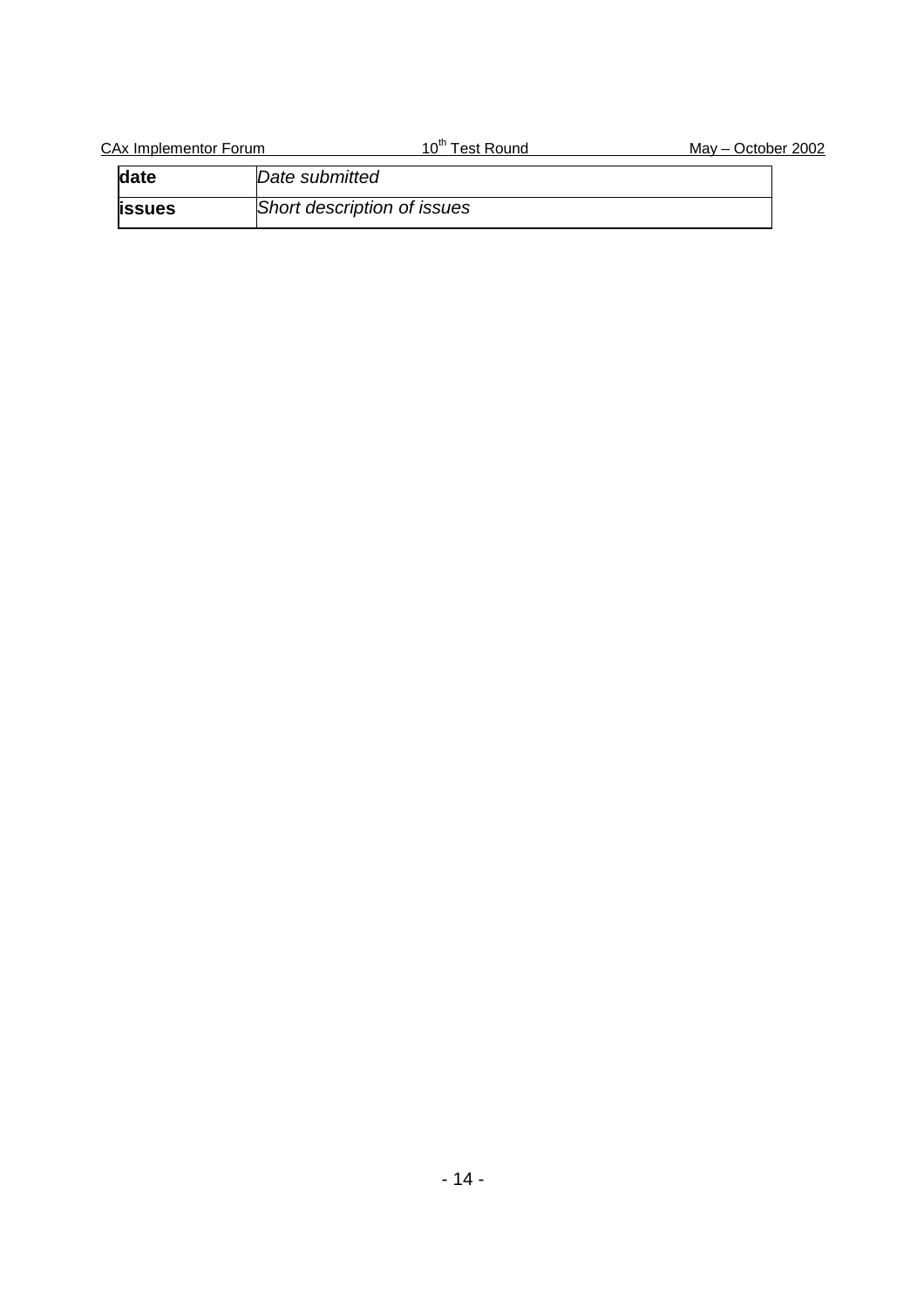| | |
|---|---|
| **date** | *Date submitted* |
| **issues** | *Short description of issues* |